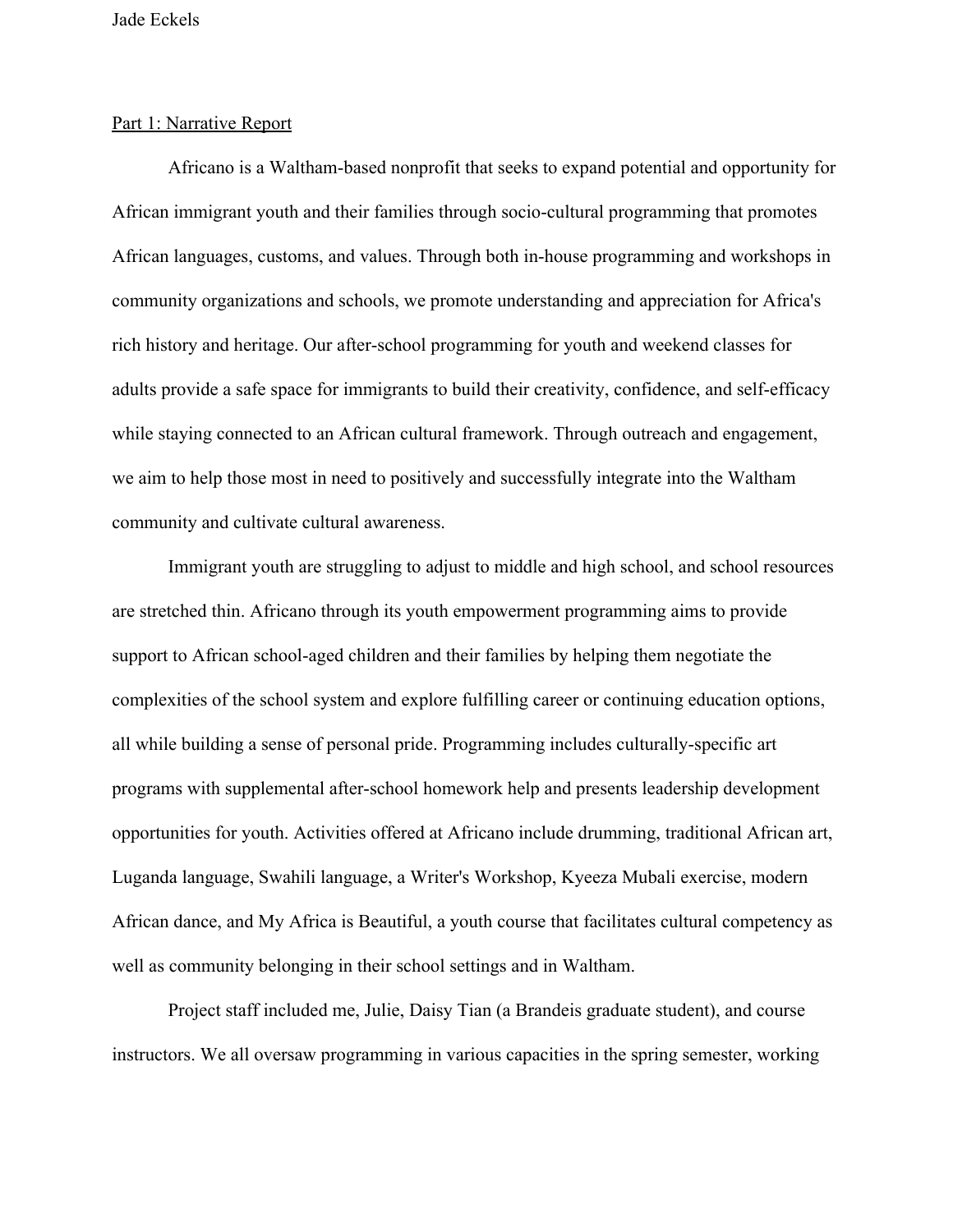Jade Eckels

Part 1: Narrative Report

Africano is a Waltham-based nonprofit that seeks to expand potential and opportunity for African immigrant youth and their families through socio-cultural programming that promotes African languages, customs, and values. Through both in-house programming and workshops in community organizations and schools, we promote understanding and appreciation for Africa's rich history and heritage. Our after-school programming for youth and weekend classes for adults provide a safe space for immigrants to build their creativity, confidence, and self-efficacy while staying connected to an African cultural framework. Through outreach and engagement, we aim to help those most in need to positively and successfully integrate into the Waltham community and cultivate cultural awareness.

Immigrant youth are struggling to adjust to middle and high school, and school resources are stretched thin. Africano through its youth empowerment programming aims to provide support to African school-aged children and their families by helping them negotiate the complexities of the school system and explore fulfilling career or continuing education options, all while building a sense of personal pride. Programming includes culturally-specific art programs with supplemental after-school homework help and presents leadership development opportunities for youth. Activities offered at Africano include drumming, traditional African art, Luganda language, Swahili language, a Writer's Workshop, Kyeeza Mubali exercise, modern African dance, and My Africa is Beautiful, a youth course that facilitates cultural competency as well as community belonging in their school settings and in Waltham.

Project staff included me, Julie, Daisy Tian (a Brandeis graduate student), and course instructors. We all oversaw programming in various capacities in the spring semester, working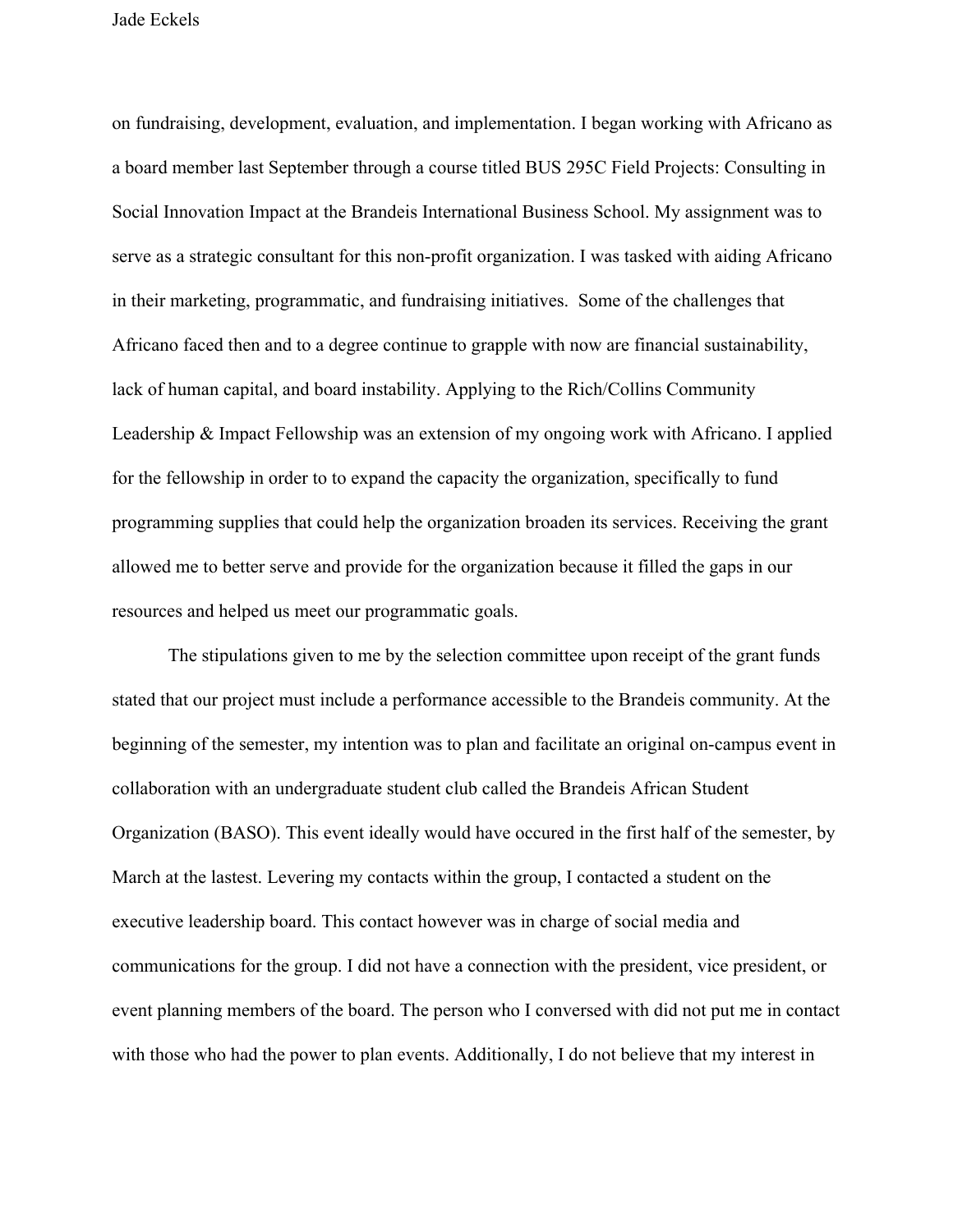on fundraising, development, evaluation, and implementation. I began working with Africano as a board member last September through a course titled BUS 295C Field Projects: Consulting in Social Innovation Impact at the Brandeis International Business School. My assignment was to serve as a strategic consultant for this non-profit organization. I was tasked with aiding Africano in their marketing, programmatic, and fundraising initiatives. Some of the challenges that Africano faced then and to a degree continue to grapple with now are financial sustainability, lack of human capital, and board instability. Applying to the Rich/Collins Community Leadership & Impact Fellowship was an extension of my ongoing work with Africano. I applied for the fellowship in order to to expand the capacity the organization, specifically to fund programming supplies that could help the organization broaden its services. Receiving the grant allowed me to better serve and provide for the organization because it filled the gaps in our resources and helped us meet our programmatic goals.

The stipulations given to me by the selection committee upon receipt of the grant funds stated that our project must include a performance accessible to the Brandeis community. At the beginning of the semester, my intention was to plan and facilitate an original on-campus event in collaboration with an undergraduate student club called the Brandeis African Student Organization (BASO). This event ideally would have occured in the first half of the semester, by March at the lastest. Levering my contacts within the group, I contacted a student on the executive leadership board. This contact however was in charge of social media and communications for the group. I did not have a connection with the president, vice president, or event planning members of the board. The person who I conversed with did not put me in contact with those who had the power to plan events. Additionally, I do not believe that my interest in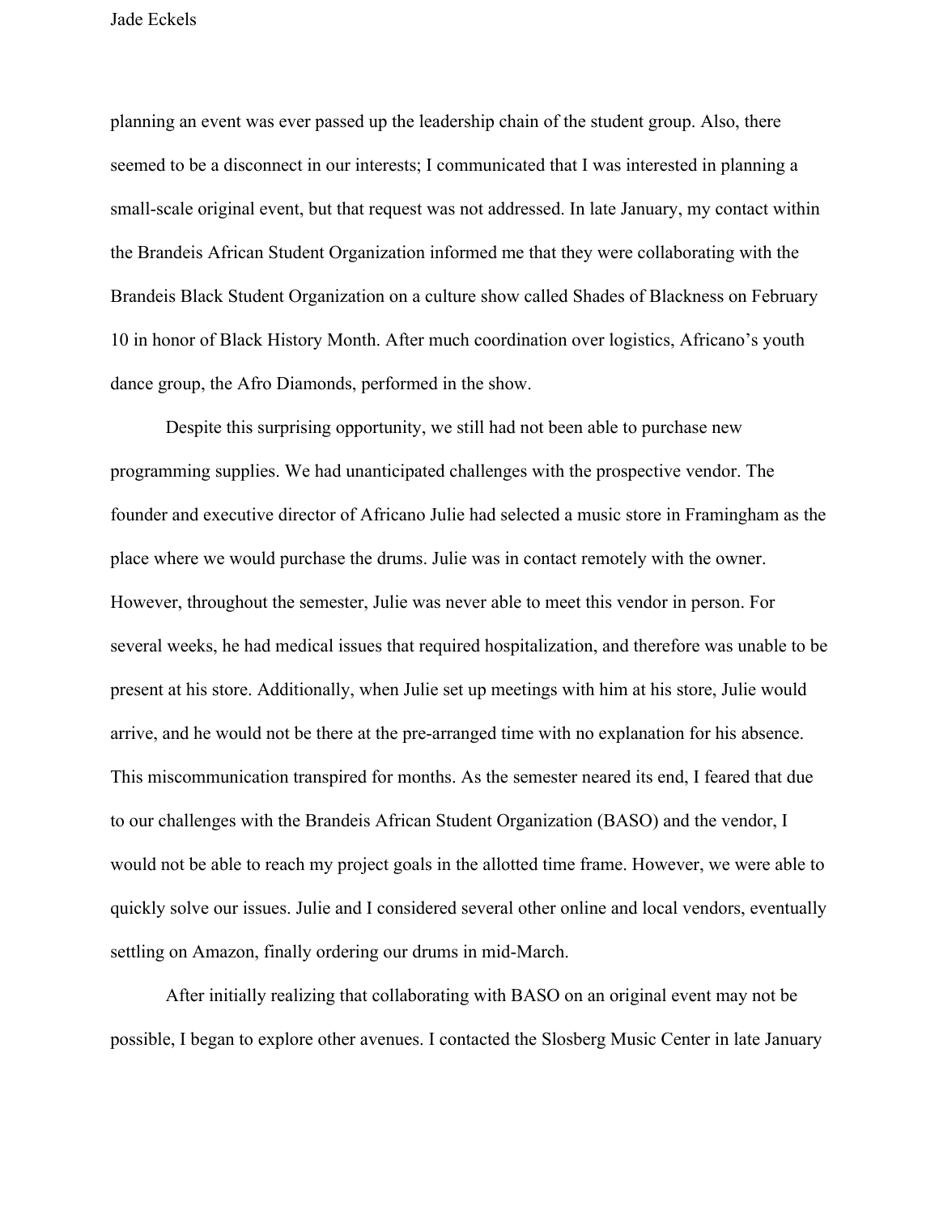planning an event was ever passed up the leadership chain of the student group. Also, there seemed to be a disconnect in our interests; I communicated that I was interested in planning a small-scale original event, but that request was not addressed. In late January, my contact within the Brandeis African Student Organization informed me that they were collaborating with the Brandeis Black Student Organization on a culture show called Shades of Blackness on February 10 in honor of Black History Month. After much coordination over logistics, Africano's youth dance group, the Afro Diamonds, performed in the show.

Despite this surprising opportunity, we still had not been able to purchase new programming supplies. We had unanticipated challenges with the prospective vendor. The founder and executive director of Africano Julie had selected a music store in Framingham as the place where we would purchase the drums. Julie was in contact remotely with the owner. However, throughout the semester, Julie was never able to meet this vendor in person. For several weeks, he had medical issues that required hospitalization, and therefore was unable to be present at his store. Additionally, when Julie set up meetings with him at his store, Julie would arrive, and he would not be there at the pre-arranged time with no explanation for his absence. This miscommunication transpired for months. As the semester neared its end, I feared that due to our challenges with the Brandeis African Student Organization (BASO) and the vendor, I would not be able to reach my project goals in the allotted time frame. However, we were able to quickly solve our issues. Julie and I considered several other online and local vendors, eventually settling on Amazon, finally ordering our drums in mid-March.

After initially realizing that collaborating with BASO on an original event may not be possible, I began to explore other avenues. I contacted the Slosberg Music Center in late January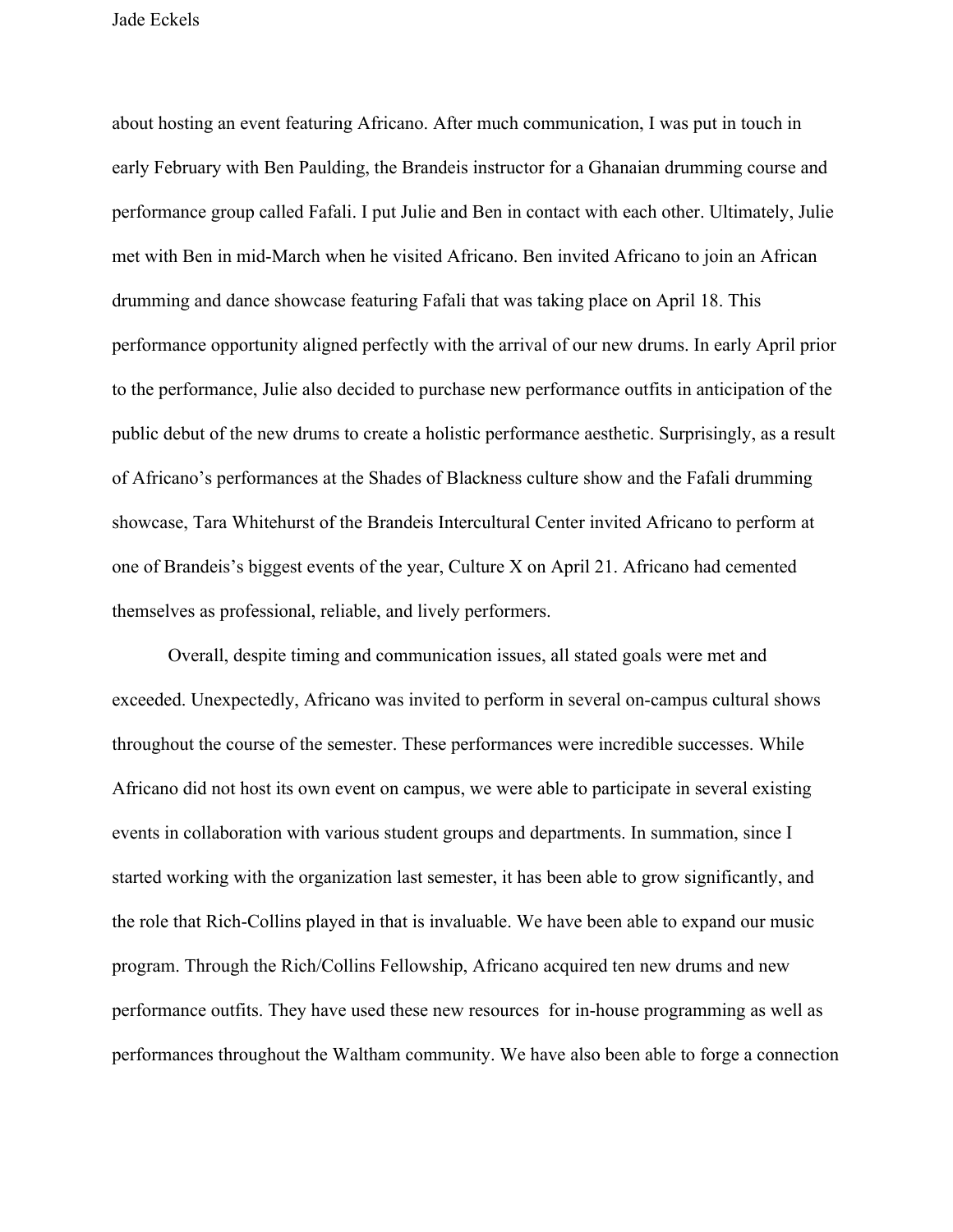about hosting an event featuring Africano. After much communication, I was put in touch in early February with Ben Paulding, the Brandeis instructor for a Ghanaian drumming course and performance group called Fafali. I put Julie and Ben in contact with each other. Ultimately, Julie met with Ben in mid-March when he visited Africano. Ben invited Africano to join an African drumming and dance showcase featuring Fafali that was taking place on April 18. This performance opportunity aligned perfectly with the arrival of our new drums. In early April prior to the performance, Julie also decided to purchase new performance outfits in anticipation of the public debut of the new drums to create a holistic performance aesthetic. Surprisingly, as a result of Africano's performances at the Shades of Blackness culture show and the Fafali drumming showcase, Tara Whitehurst of the Brandeis Intercultural Center invited Africano to perform at one of Brandeis's biggest events of the year, Culture X on April 21. Africano had cemented themselves as professional, reliable, and lively performers.

Overall, despite timing and communication issues, all stated goals were met and exceeded. Unexpectedly, Africano was invited to perform in several on-campus cultural shows throughout the course of the semester. These performances were incredible successes. While Africano did not host its own event on campus, we were able to participate in several existing events in collaboration with various student groups and departments. In summation, since I started working with the organization last semester, it has been able to grow significantly, and the role that Rich-Collins played in that is invaluable. We have been able to expand our music program. Through the Rich/Collins Fellowship, Africano acquired ten new drums and new performance outfits. They have used these new resources for in-house programming as well as performances throughout the Waltham community. We have also been able to forge a connection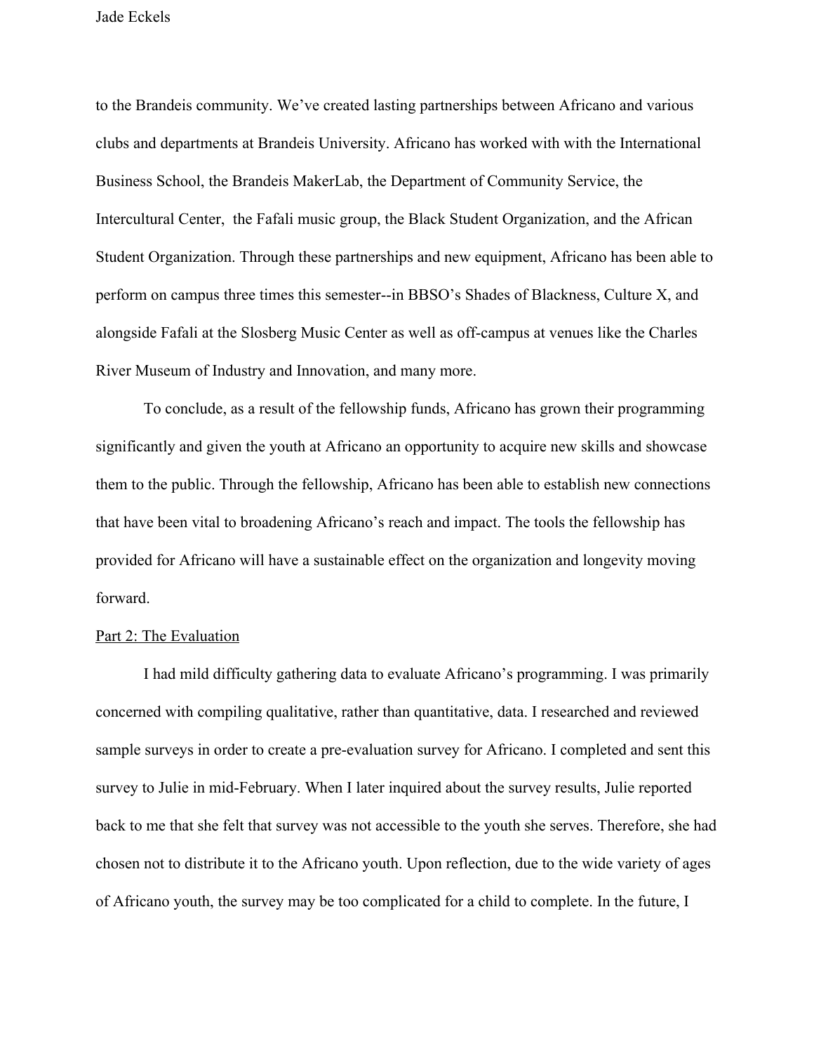to the Brandeis community. We've created lasting partnerships between Africano and various clubs and departments at Brandeis University. Africano has worked with with the International Business School, the Brandeis MakerLab, the Department of Community Service, the Intercultural Center,  the Fafali music group, the Black Student Organization, and the African Student Organization. Through these partnerships and new equipment, Africano has been able to perform on campus three times this semester--in BBSO's Shades of Blackness, Culture X, and alongside Fafali at the Slosberg Music Center as well as off-campus at venues like the Charles River Museum of Industry and Innovation, and many more.

To conclude, as a result of the fellowship funds, Africano has grown their programming significantly and given the youth at Africano an opportunity to acquire new skills and showcase them to the public. Through the fellowship, Africano has been able to establish new connections that have been vital to broadening Africano's reach and impact. The tools the fellowship has provided for Africano will have a sustainable effect on the organization and longevity moving forward.

<u>Part 2: The Evaluation</u>

I had mild difficulty gathering data to evaluate Africano's programming. I was primarily concerned with compiling qualitative, rather than quantitative, data. I researched and reviewed sample surveys in order to create a pre-evaluation survey for Africano. I completed and sent this survey to Julie in mid-February. When I later inquired about the survey results, Julie reported back to me that she felt that survey was not accessible to the youth she serves. Therefore, she had chosen not to distribute it to the Africano youth. Upon reflection, due to the wide variety of ages of Africano youth, the survey may be too complicated for a child to complete. In the future, I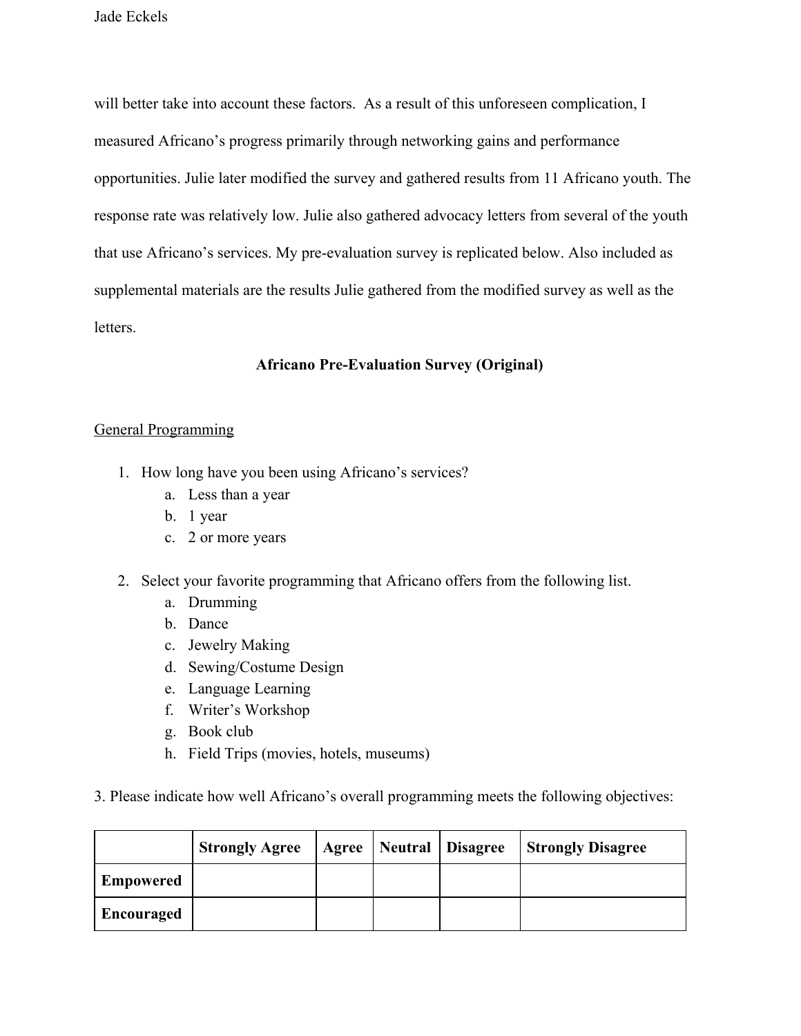will better take into account these factors. As a result of this unforeseen complication, I measured Africano's progress primarily through networking gains and performance opportunities. Julie later modified the survey and gathered results from 11 Africano youth. The response rate was relatively low. Julie also gathered advocacy letters from several of the youth that use Africano's services. My pre-evaluation survey is replicated below. Also included as supplemental materials are the results Julie gathered from the modified survey as well as the letters.

**Africano Pre-Evaluation Survey (Original)**

General Programming

1. How long have you been using Africano's services?
   a. Less than a year
   b. 1 year
   c. 2 or more years

2. Select your favorite programming that Africano offers from the following list.
   a. Drumming
   b. Dance
   c. Jewelry Making
   d. Sewing/Costume Design
   e. Language Learning
   f. Writer's Workshop
   g. Book club
   h. Field Trips (movies, hotels, museums)

3. Please indicate how well Africano's overall programming meets the following objectives:

| | **Strongly Agree** | **Agree** | **Neutral** | **Disagree** | **Strongly Disagree** |
|---|---|---|---|---|---|
| **Empowered** | | | | | |
| **Encouraged** | | | | | |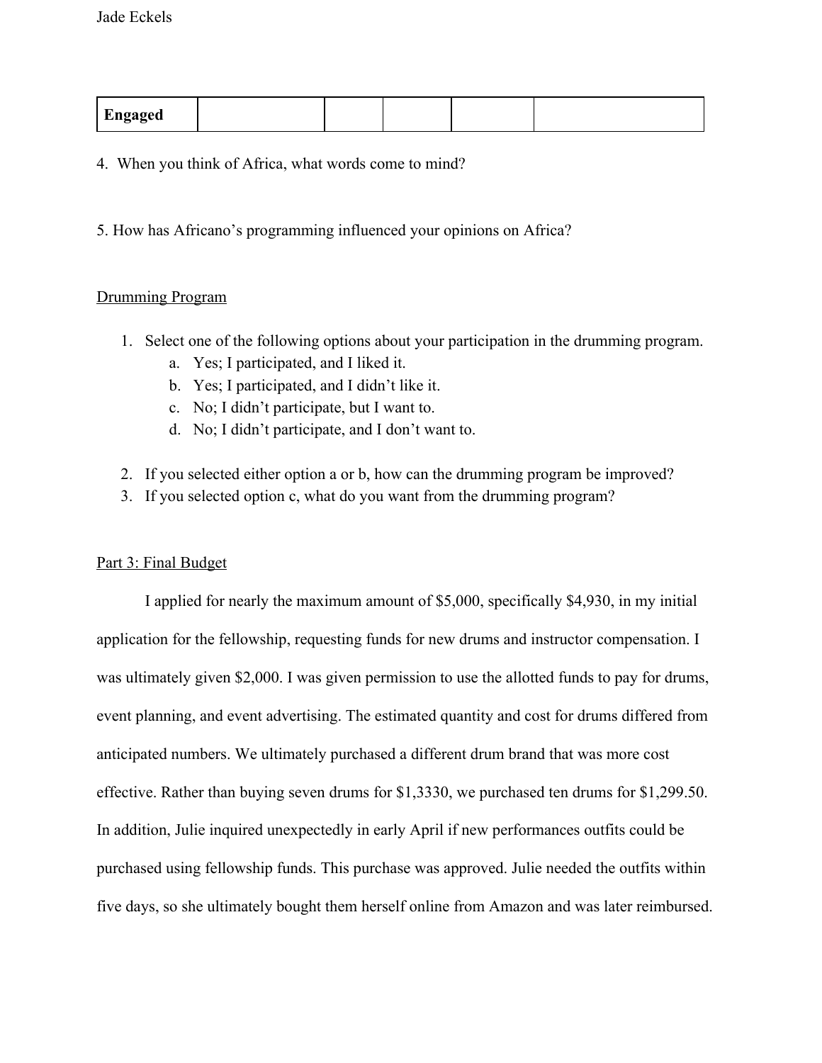| Engaged | | | | | |
|---|---|---|---|---|---|

4. When you think of Africa, what words come to mind?

5. How has Africano's programming influenced your opinions on Africa?

Drumming Program

1. Select one of the following options about your participation in the drumming program.
   a. Yes; I participated, and I liked it.
   b. Yes; I participated, and I didn't like it.
   c. No; I didn't participate, but I want to.
   d. No; I didn't participate, and I don't want to.
2. If you selected either option a or b, how can the drumming program be improved?
3. If you selected option c, what do you want from the drumming program?

Part 3: Final Budget

I applied for nearly the maximum amount of $5,000, specifically $4,930, in my initial application for the fellowship, requesting funds for new drums and instructor compensation. I was ultimately given $2,000. I was given permission to use the allotted funds to pay for drums, event planning, and event advertising. The estimated quantity and cost for drums differed from anticipated numbers. We ultimately purchased a different drum brand that was more cost effective. Rather than buying seven drums for $1,3330, we purchased ten drums for $1,299.50. In addition, Julie inquired unexpectedly in early April if new performances outfits could be purchased using fellowship funds. This purchase was approved. Julie needed the outfits within five days, so she ultimately bought them herself online from Amazon and was later reimbursed.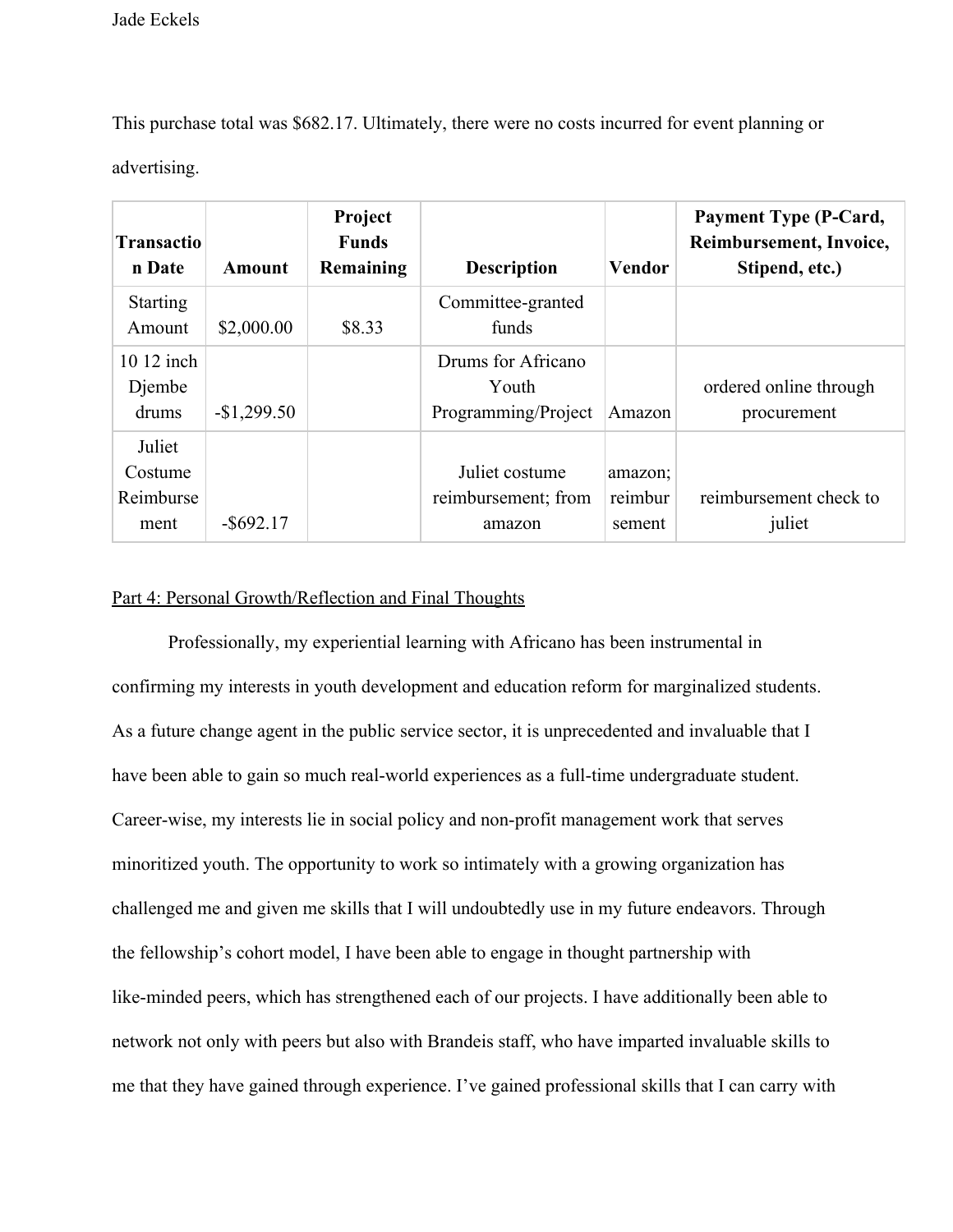This purchase total was $682.17. Ultimately, there were no costs incurred for event planning or advertising.

| Transaction Date | Amount | Project Funds Remaining | Description | Vendor | Payment Type (P-Card, Reimbursement, Invoice, Stipend, etc.) |
| --- | --- | --- | --- | --- | --- |
| Starting Amount | $2,000.00 | $8.33 | Committee-granted funds | | |
| 10 12 inch Djembe drums | -$1,299.50 | | Drums for Africano Youth Programming/Project | Amazon | ordered online through procurement |
| Juliet Costume Reimbursement | -$692.17 | | Juliet costume reimbursement; from amazon | amazon; reimbursement | reimbursement check to juliet |

Part 4: Personal Growth/Reflection and Final Thoughts

Professionally, my experiential learning with Africano has been instrumental in confirming my interests in youth development and education reform for marginalized students. As a future change agent in the public service sector, it is unprecedented and invaluable that I have been able to gain so much real-world experiences as a full-time undergraduate student. Career-wise, my interests lie in social policy and non-profit management work that serves minoritized youth. The opportunity to work so intimately with a growing organization has challenged me and given me skills that I will undoubtedly use in my future endeavors. Through the fellowship's cohort model, I have been able to engage in thought partnership with like-minded peers, which has strengthened each of our projects. I have additionally been able to network not only with peers but also with Brandeis staff, who have imparted invaluable skills to me that they have gained through experience. I've gained professional skills that I can carry with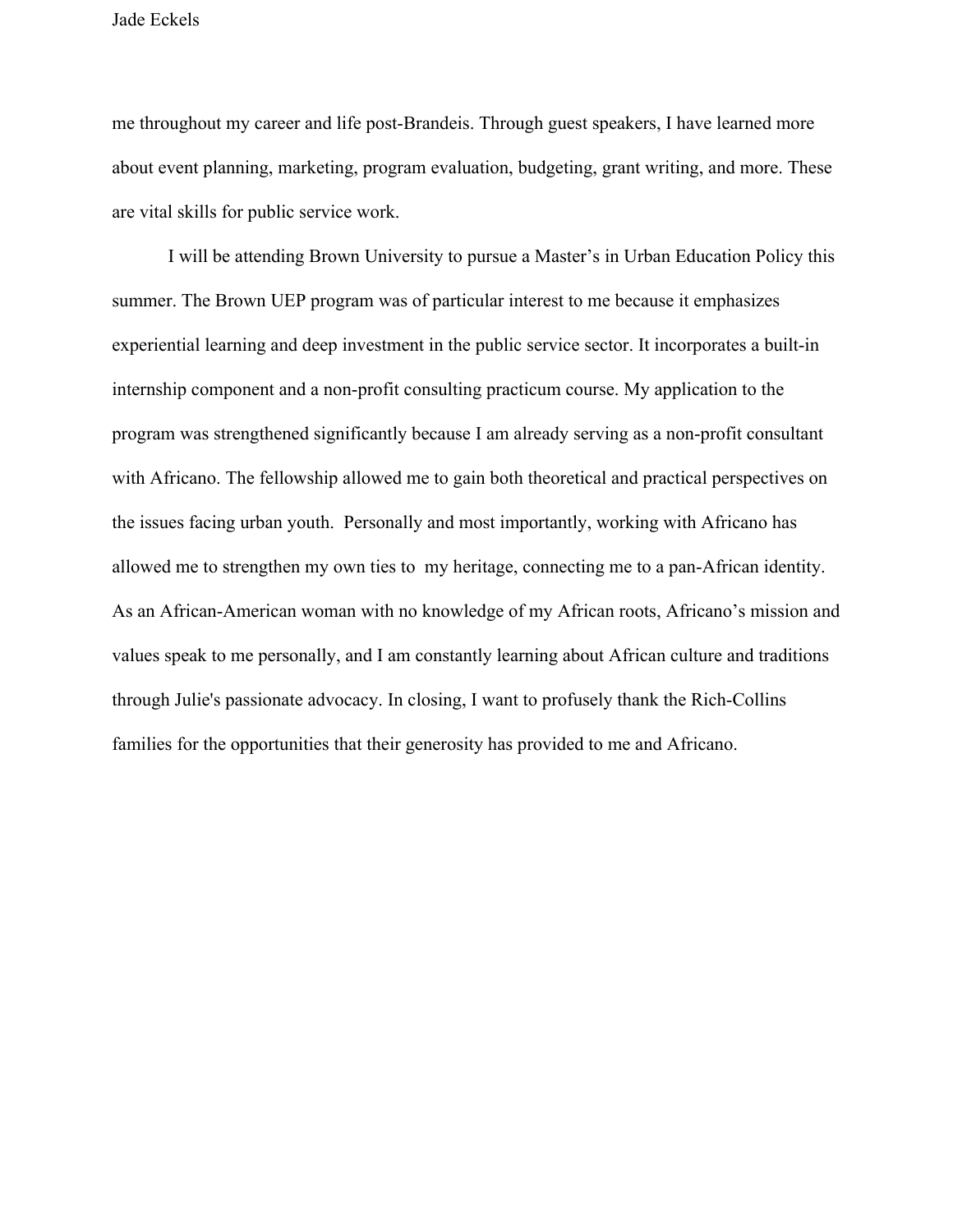me throughout my career and life post-Brandeis. Through guest speakers, I have learned more about event planning, marketing, program evaluation, budgeting, grant writing, and more. These are vital skills for public service work.

I will be attending Brown University to pursue a Master's in Urban Education Policy this summer. The Brown UEP program was of particular interest to me because it emphasizes experiential learning and deep investment in the public service sector. It incorporates a built-in internship component and a non-profit consulting practicum course. My application to the program was strengthened significantly because I am already serving as a non-profit consultant with Africano. The fellowship allowed me to gain both theoretical and practical perspectives on the issues facing urban youth. Personally and most importantly, working with Africano has allowed me to strengthen my own ties to my heritage, connecting me to a pan-African identity. As an African-American woman with no knowledge of my African roots, Africano's mission and values speak to me personally, and I am constantly learning about African culture and traditions through Julie's passionate advocacy. In closing, I want to profusely thank the Rich-Collins families for the opportunities that their generosity has provided to me and Africano.